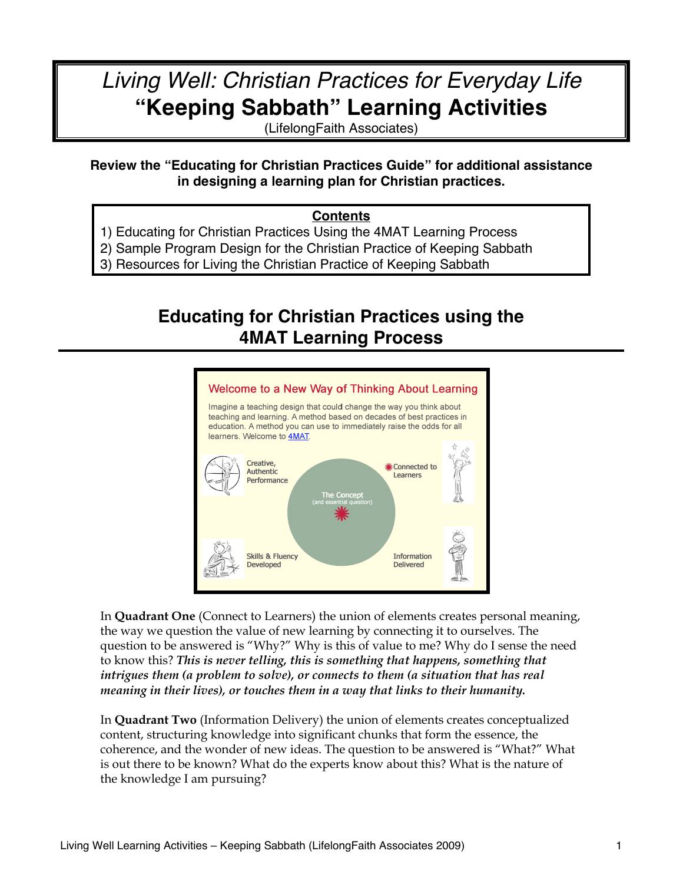# *Living Well: Christian Practices for Everyday Life*
# "Keeping Sabbath" Learning Activities

(LifelongFaith Associates)

**Review the "Educating for Christian Practices Guide" for additional assistance in designing a learning plan for Christian practices.**

**Contents**

1) Educating for Christian Practices Using the 4MAT Learning Process
2) Sample Program Design for the Christian Practice of Keeping Sabbath
3) Resources for Living the Christian Practice of Keeping Sabbath

## Educating for Christian Practices using the 4MAT Learning Process

Welcome to a New Way of Thinking About Learning

Imagine a teaching design that could change the way you think about teaching and learning. A method based on decades of best practices in education. A method you can use to immediately raise the odds for all learners. Welcome to 4MAT.

Creative, Authentic Performance

Connected to Learners

The Concept (and essential question)

Skills & Fluency Developed

Information Delivered

In **Quadrant One** (Connect to Learners) the union of elements creates personal meaning, the way we question the value of new learning by connecting it to ourselves. The question to be answered is "Why?" Why is this of value to me? Why do I sense the need to know this? ***This is never telling, this is something that happens, something that intrigues them (a problem to solve), or connects to them (a situation that has real meaning in their lives), or touches them in a way that links to their humanity.***

In **Quadrant Two** (Information Delivery) the union of elements creates conceptualized content, structuring knowledge into significant chunks that form the essence, the coherence, and the wonder of new ideas. The question to be answered is "What?" What is out there to be known? What do the experts know about this? What is the nature of the knowledge I am pursuing?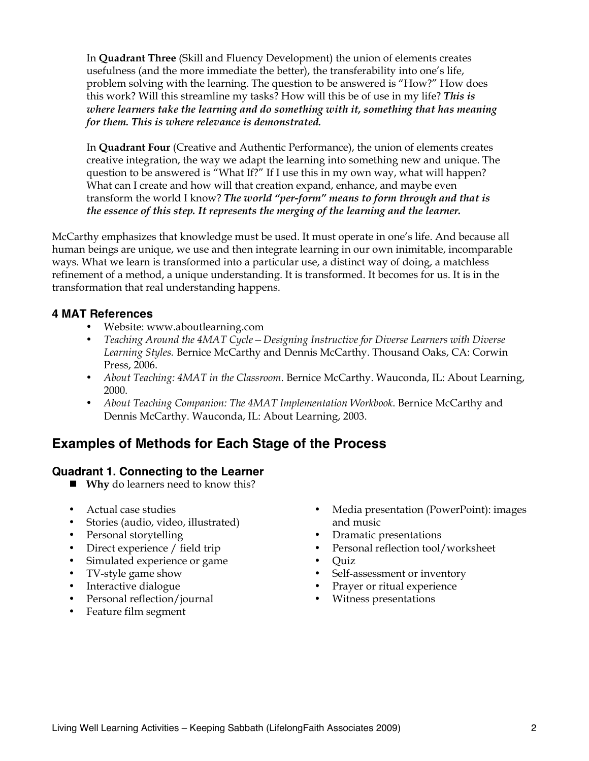In **Quadrant Three** (Skill and Fluency Development) the union of elements creates usefulness (and the more immediate the better), the transferability into one's life, problem solving with the learning. The question to be answered is "How?" How does this work? Will this streamline my tasks? How will this be of use in my life? ***This is where learners take the learning and do something with it, something that has meaning for them. This is where relevance is demonstrated.***

In **Quadrant Four** (Creative and Authentic Performance), the union of elements creates creative integration, the way we adapt the learning into something new and unique. The question to be answered is "What If?" If I use this in my own way, what will happen? What can I create and how will that creation expand, enhance, and maybe even transform the world I know? ***The world "per-form" means to form through and that is the essence of this step. It represents the merging of the learning and the learner.***

McCarthy emphasizes that knowledge must be used. It must operate in one's life. And because all human beings are unique, we use and then integrate learning in our own inimitable, incomparable ways. What we learn is transformed into a particular use, a distinct way of doing, a matchless refinement of a method, a unique understanding. It is transformed. It becomes for us. It is in the transformation that real understanding happens.

### 4 MAT References

- Website: www.aboutlearning.com
- *Teaching Around the 4MAT Cycle—Designing Instructive for Diverse Learners with Diverse Learning Styles.* Bernice McCarthy and Dennis McCarthy. Thousand Oaks, CA: Corwin Press, 2006.
- *About Teaching: 4MAT in the Classroom*. Bernice McCarthy. Wauconda, IL: About Learning, 2000.
- *About Teaching Companion: The 4MAT Implementation Workbook*. Bernice McCarthy and Dennis McCarthy. Wauconda, IL: About Learning, 2003.

## Examples of Methods for Each Stage of the Process

### Quadrant 1. Connecting to the Learner

- **Why** do learners need to know this?

- Actual case studies
- Stories (audio, video, illustrated)
- Personal storytelling
- Direct experience / field trip
- Simulated experience or game
- TV-style game show
- Interactive dialogue
- Personal reflection/journal
- Feature film segment
- Media presentation (PowerPoint): images and music
- Dramatic presentations
- Personal reflection tool/worksheet
- Quiz
- Self-assessment or inventory
- Prayer or ritual experience
- Witness presentations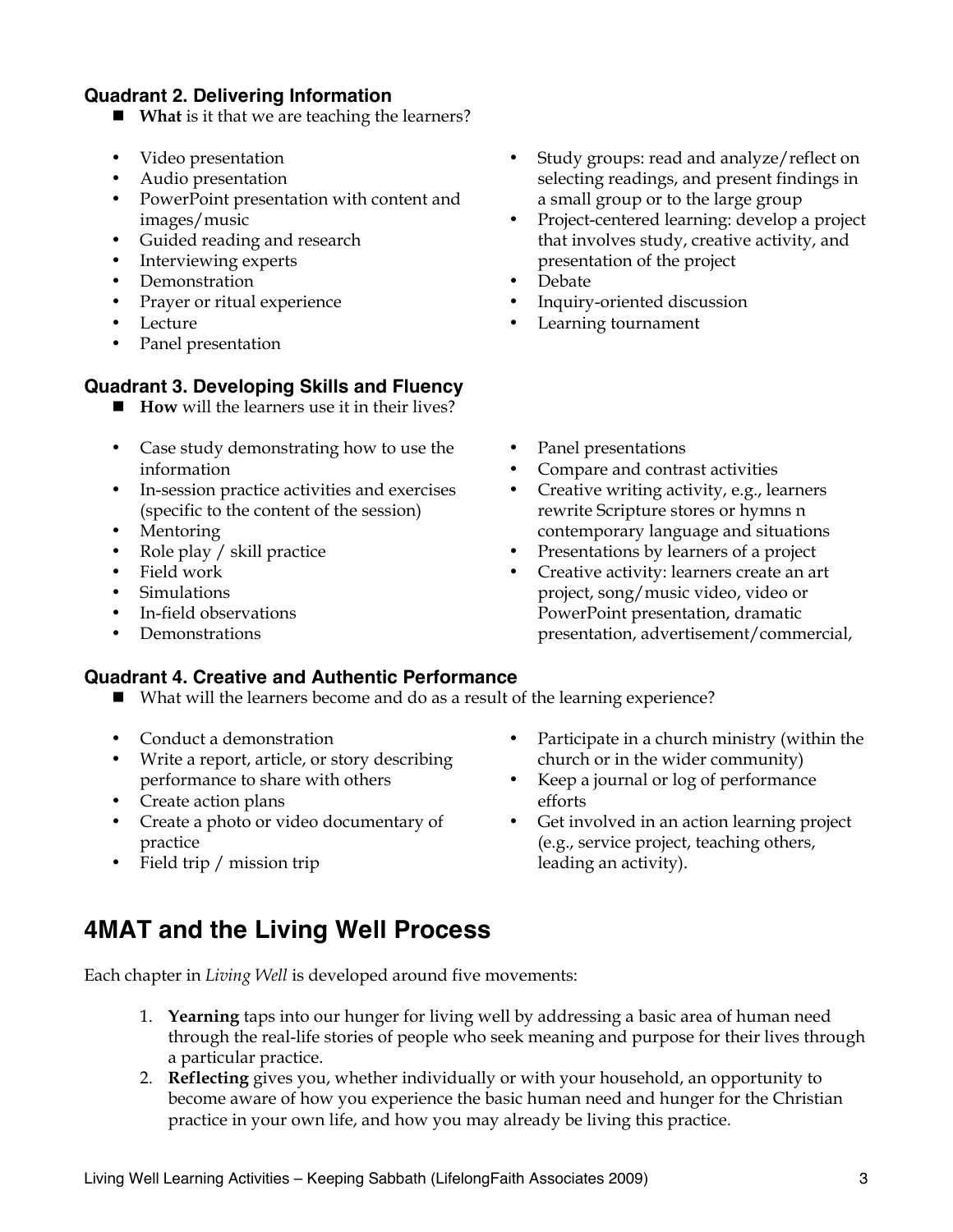### Quadrant 2. Delivering Information

- **What** is it that we are teaching the learners?

- Video presentation
- Audio presentation
- PowerPoint presentation with content and images/music
- Guided reading and research
- Interviewing experts
- Demonstration
- Prayer or ritual experience
- Lecture
- Panel presentation
- Study groups: read and analyze/reflect on selecting readings, and present findings in a small group or to the large group
- Project-centered learning: develop a project that involves study, creative activity, and presentation of the project
- Debate
- Inquiry-oriented discussion
- Learning tournament

### Quadrant 3. Developing Skills and Fluency

- **How** will the learners use it in their lives?

- Case study demonstrating how to use the information
- In-session practice activities and exercises (specific to the content of the session)
- Mentoring
- Role play / skill practice
- Field work
- Simulations
- In-field observations
- Demonstrations
- Panel presentations
- Compare and contrast activities
- Creative writing activity, e.g., learners rewrite Scripture stores or hymns n contemporary language and situations
- Presentations by learners of a project
- Creative activity: learners create an art project, song/music video, video or PowerPoint presentation, dramatic presentation, advertisement/commercial,

### Quadrant 4. Creative and Authentic Performance

- What will the learners become and do as a result of the learning experience?

- Conduct a demonstration
- Write a report, article, or story describing performance to share with others
- Create action plans
- Create a photo or video documentary of practice
- Field trip / mission trip
- Participate in a church ministry (within the church or in the wider community)
- Keep a journal or log of performance efforts
- Get involved in an action learning project (e.g., service project, teaching others, leading an activity).

## 4MAT and the Living Well Process

Each chapter in *Living Well* is developed around five movements:

1. **Yearning** taps into our hunger for living well by addressing a basic area of human need through the real-life stories of people who seek meaning and purpose for their lives through a particular practice.
2. **Reflecting** gives you, whether individually or with your household, an opportunity to become aware of how you experience the basic human need and hunger for the Christian practice in your own life, and how you may already be living this practice.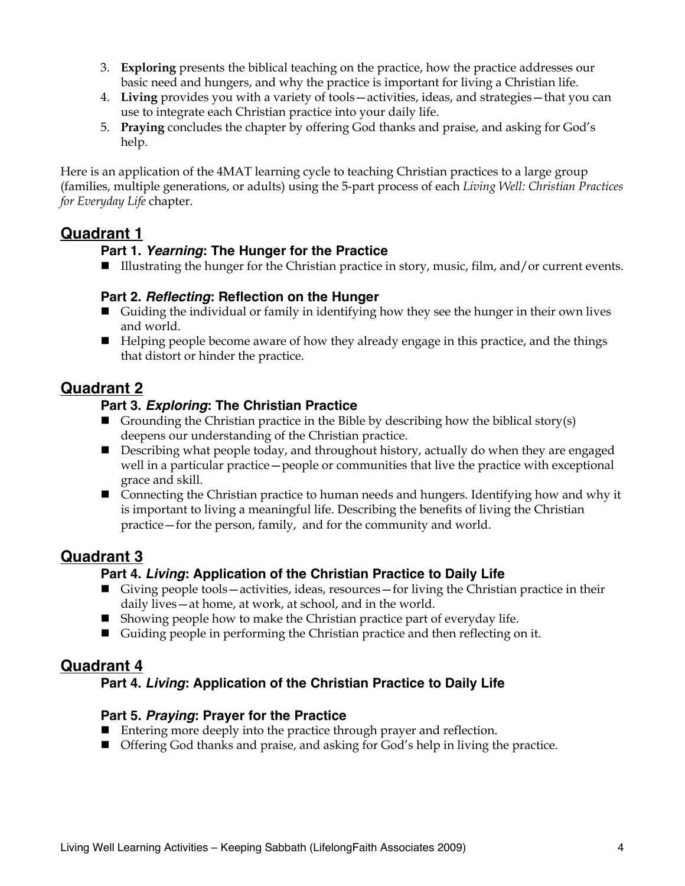3. **Exploring** presents the biblical teaching on the practice, how the practice addresses our basic need and hungers, and why the practice is important for living a Christian life.
4. **Living** provides you with a variety of tools—activities, ideas, and strategies—that you can use to integrate each Christian practice into your daily life.
5. **Praying** concludes the chapter by offering God thanks and praise, and asking for God's help.

Here is an application of the 4MAT learning cycle to teaching Christian practices to a large group (families, multiple generations, or adults) using the 5-part process of each *Living Well: Christian Practices for Everyday Life* chapter.

## Quadrant 1

### Part 1. *Yearning*: The Hunger for the Practice

- Illustrating the hunger for the Christian practice in story, music, film, and/or current events.

### Part 2. *Reflecting*: Reflection on the Hunger

- Guiding the individual or family in identifying how they see the hunger in their own lives and world.
- Helping people become aware of how they already engage in this practice, and the things that distort or hinder the practice.

## Quadrant 2

### Part 3. *Exploring*: The Christian Practice

- Grounding the Christian practice in the Bible by describing how the biblical story(s) deepens our understanding of the Christian practice.
- Describing what people today, and throughout history, actually do when they are engaged well in a particular practice—people or communities that live the practice with exceptional grace and skill.
- Connecting the Christian practice to human needs and hungers. Identifying how and why it is important to living a meaningful life. Describing the benefits of living the Christian practice—for the person, family, and for the community and world.

## Quadrant 3

### Part 4. *Living*: Application of the Christian Practice to Daily Life

- Giving people tools—activities, ideas, resources—for living the Christian practice in their daily lives—at home, at work, at school, and in the world.
- Showing people how to make the Christian practice part of everyday life.
- Guiding people in performing the Christian practice and then reflecting on it.

## Quadrant 4

### Part 4. *Living*: Application of the Christian Practice to Daily Life

### Part 5. *Praying*: Prayer for the Practice

- Entering more deeply into the practice through prayer and reflection.
- Offering God thanks and praise, and asking for God's help in living the practice.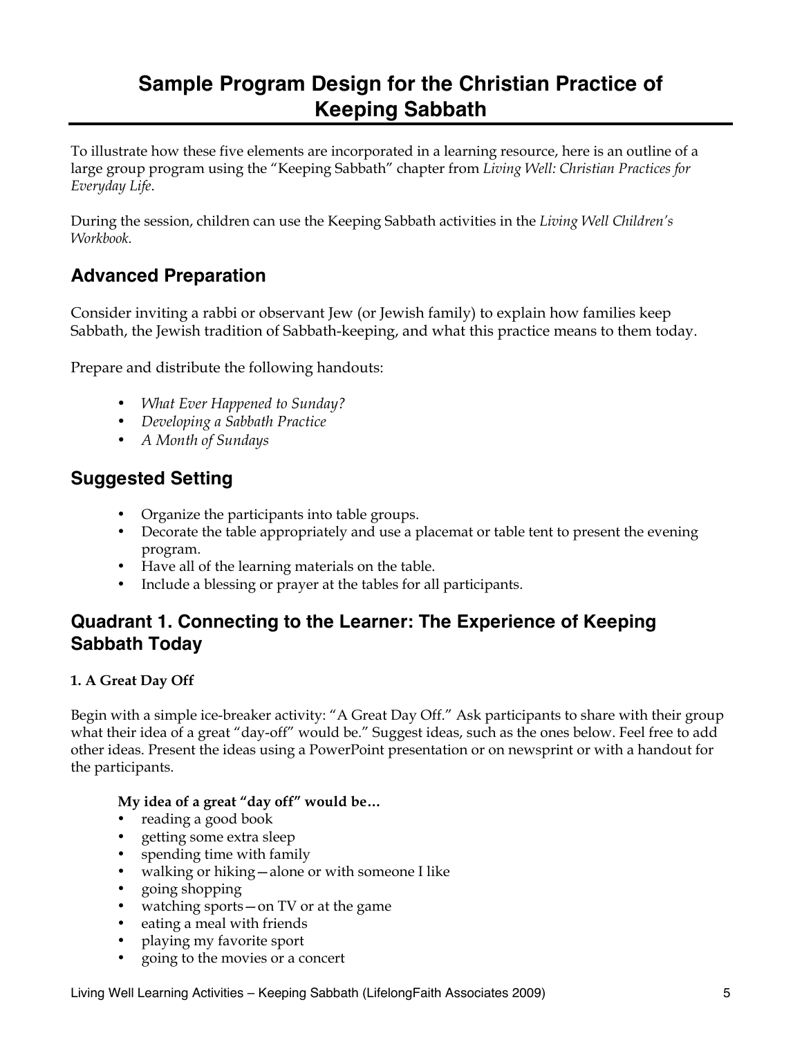# Sample Program Design for the Christian Practice of Keeping Sabbath

To illustrate how these five elements are incorporated in a learning resource, here is an outline of a large group program using the "Keeping Sabbath" chapter from *Living Well: Christian Practices for Everyday Life*.

During the session, children can use the Keeping Sabbath activities in the *Living Well Children's Workbook.*

## Advanced Preparation

Consider inviting a rabbi or observant Jew (or Jewish family) to explain how families keep Sabbath, the Jewish tradition of Sabbath-keeping, and what this practice means to them today.

Prepare and distribute the following handouts:

- *What Ever Happened to Sunday?*
- *Developing a Sabbath Practice*
- *A Month of Sundays*

## Suggested Setting

- Organize the participants into table groups.
- Decorate the table appropriately and use a placemat or table tent to present the evening program.
- Have all of the learning materials on the table.
- Include a blessing or prayer at the tables for all participants.

## Quadrant 1. Connecting to the Learner: The Experience of Keeping Sabbath Today

**1. A Great Day Off**

Begin with a simple ice-breaker activity: "A Great Day Off." Ask participants to share with their group what their idea of a great "day-off" would be." Suggest ideas, such as the ones below. Feel free to add other ideas. Present the ideas using a PowerPoint presentation or on newsprint or with a handout for the participants.

**My idea of a great "day off" would be…**

- reading a good book
- getting some extra sleep
- spending time with family
- walking or hiking—alone or with someone I like
- going shopping
- watching sports—on TV or at the game
- eating a meal with friends
- playing my favorite sport
- going to the movies or a concert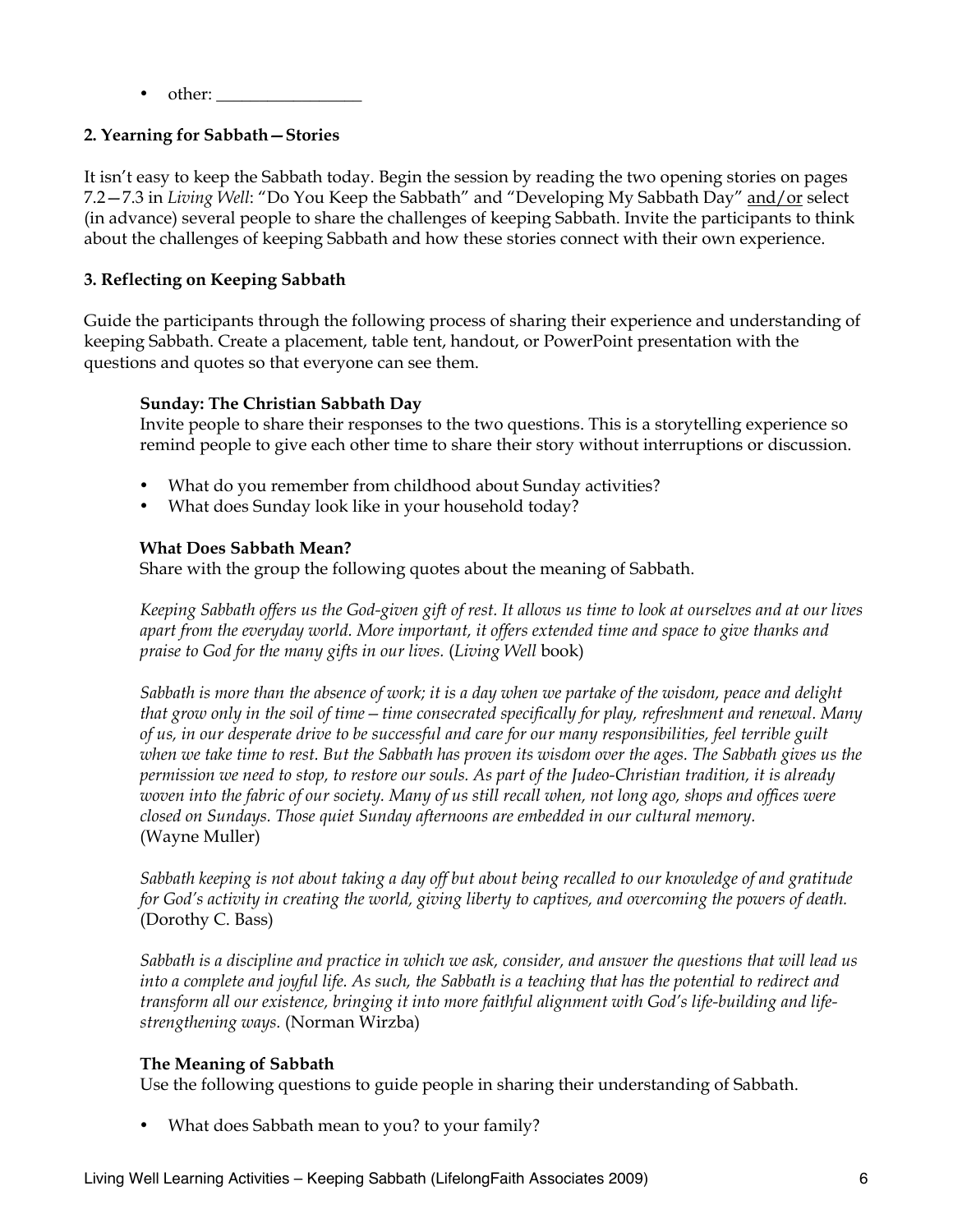- other: _________________

### 2. Yearning for Sabbath—Stories

It isn't easy to keep the Sabbath today. Begin the session by reading the two opening stories on pages 7.2—7.3 in *Living Well*: "Do You Keep the Sabbath" and "Developing My Sabbath Day" and/or select (in advance) several people to share the challenges of keeping Sabbath. Invite the participants to think about the challenges of keeping Sabbath and how these stories connect with their own experience.

### 3. Reflecting on Keeping Sabbath

Guide the participants through the following process of sharing their experience and understanding of keeping Sabbath. Create a placement, table tent, handout, or PowerPoint presentation with the questions and quotes so that everyone can see them.

#### Sunday: The Christian Sabbath Day

Invite people to share their responses to the two questions. This is a storytelling experience so remind people to give each other time to share their story without interruptions or discussion.

- What do you remember from childhood about Sunday activities?
- What does Sunday look like in your household today?

#### What Does Sabbath Mean?

Share with the group the following quotes about the meaning of Sabbath.

*Keeping Sabbath offers us the God-given gift of rest. It allows us time to look at ourselves and at our lives apart from the everyday world. More important, it offers extended time and space to give thanks and praise to God for the many gifts in our lives.* (*Living Well* book)

*Sabbath is more than the absence of work; it is a day when we partake of the wisdom, peace and delight that grow only in the soil of time—time consecrated specifically for play, refreshment and renewal. Many of us, in our desperate drive to be successful and care for our many responsibilities, feel terrible guilt when we take time to rest. But the Sabbath has proven its wisdom over the ages. The Sabbath gives us the permission we need to stop, to restore our souls. As part of the Judeo-Christian tradition, it is already woven into the fabric of our society. Many of us still recall when, not long ago, shops and offices were closed on Sundays. Those quiet Sunday afternoons are embedded in our cultural memory.* (Wayne Muller)

*Sabbath keeping is not about taking a day off but about being recalled to our knowledge of and gratitude for God's activity in creating the world, giving liberty to captives, and overcoming the powers of death.* (Dorothy C. Bass)

*Sabbath is a discipline and practice in which we ask, consider, and answer the questions that will lead us into a complete and joyful life. As such, the Sabbath is a teaching that has the potential to redirect and transform all our existence, bringing it into more faithful alignment with God's life-building and life-strengthening ways.* (Norman Wirzba)

#### The Meaning of Sabbath

Use the following questions to guide people in sharing their understanding of Sabbath.

- What does Sabbath mean to you? to your family?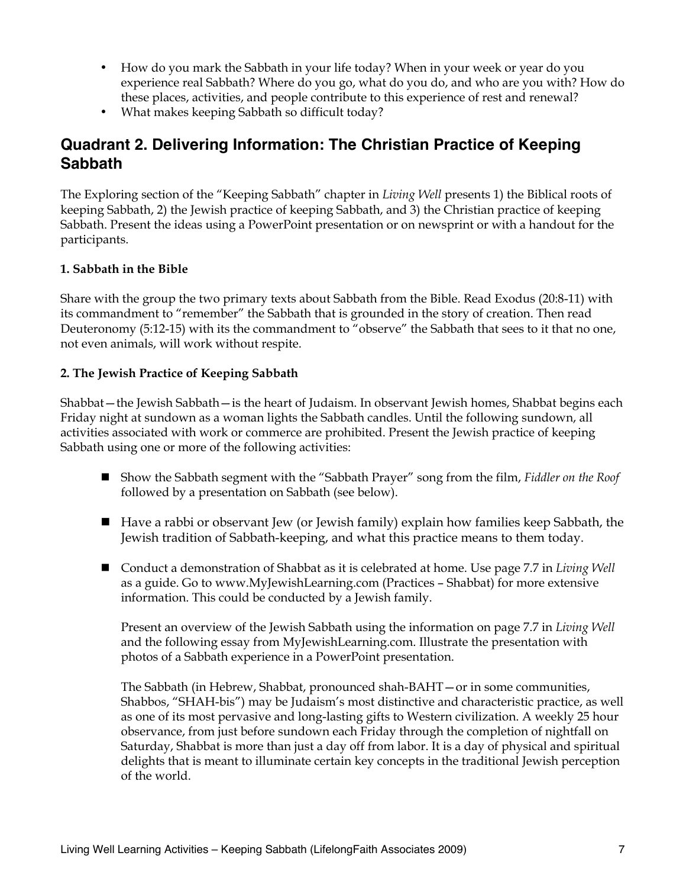- How do you mark the Sabbath in your life today? When in your week or year do you experience real Sabbath? Where do you go, what do you do, and who are you with? How do these places, activities, and people contribute to this experience of rest and renewal?
- What makes keeping Sabbath so difficult today?

## Quadrant 2. Delivering Information: The Christian Practice of Keeping Sabbath

The Exploring section of the "Keeping Sabbath" chapter in *Living Well* presents 1) the Biblical roots of keeping Sabbath, 2) the Jewish practice of keeping Sabbath, and 3) the Christian practice of keeping Sabbath. Present the ideas using a PowerPoint presentation or on newsprint or with a handout for the participants.

### 1. Sabbath in the Bible

Share with the group the two primary texts about Sabbath from the Bible. Read Exodus (20:8-11) with its commandment to "remember" the Sabbath that is grounded in the story of creation. Then read Deuteronomy (5:12-15) with its the commandment to "observe" the Sabbath that sees to it that no one, not even animals, will work without respite.

### 2. The Jewish Practice of Keeping Sabbath

Shabbat—the Jewish Sabbath—is the heart of Judaism. In observant Jewish homes, Shabbat begins each Friday night at sundown as a woman lights the Sabbath candles. Until the following sundown, all activities associated with work or commerce are prohibited. Present the Jewish practice of keeping Sabbath using one or more of the following activities:

- Show the Sabbath segment with the "Sabbath Prayer" song from the film, *Fiddler on the Roof* followed by a presentation on Sabbath (see below).

- Have a rabbi or observant Jew (or Jewish family) explain how families keep Sabbath, the Jewish tradition of Sabbath-keeping, and what this practice means to them today.

- Conduct a demonstration of Shabbat as it is celebrated at home. Use page 7.7 in *Living Well* as a guide. Go to www.MyJewishLearning.com (Practices – Shabbat) for more extensive information. This could be conducted by a Jewish family.

  Present an overview of the Jewish Sabbath using the information on page 7.7 in *Living Well* and the following essay from MyJewishLearning.com. Illustrate the presentation with photos of a Sabbath experience in a PowerPoint presentation.

  The Sabbath (in Hebrew, Shabbat, pronounced shah-BAHT—or in some communities, Shabbos, "SHAH-bis") may be Judaism's most distinctive and characteristic practice, as well as one of its most pervasive and long-lasting gifts to Western civilization. A weekly 25 hour observance, from just before sundown each Friday through the completion of nightfall on Saturday, Shabbat is more than just a day off from labor. It is a day of physical and spiritual delights that is meant to illuminate certain key concepts in the traditional Jewish perception of the world.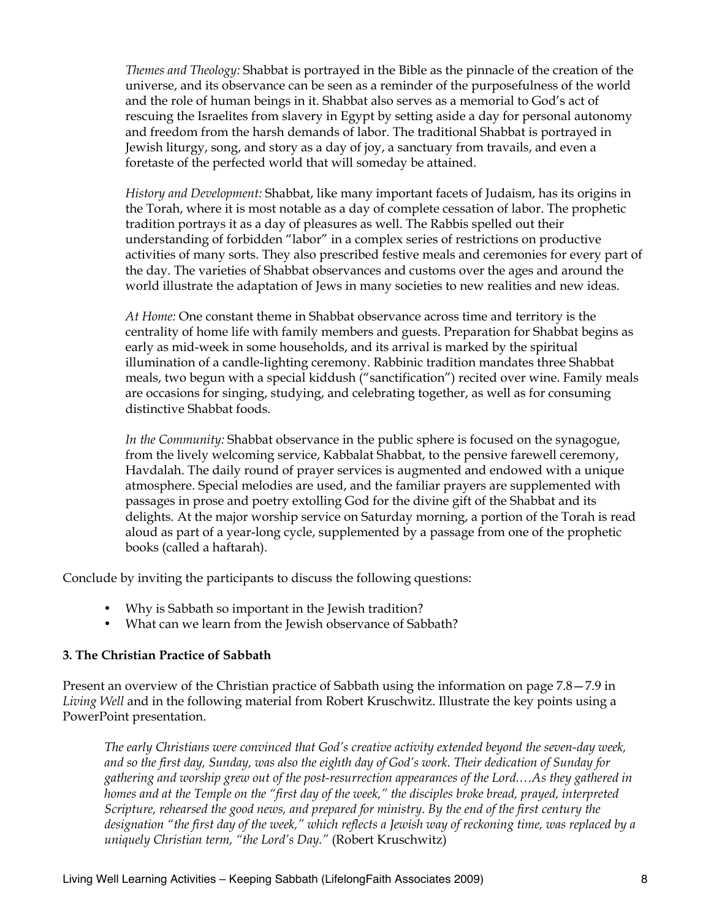*Themes and Theology:* Shabbat is portrayed in the Bible as the pinnacle of the creation of the universe, and its observance can be seen as a reminder of the purposefulness of the world and the role of human beings in it. Shabbat also serves as a memorial to God's act of rescuing the Israelites from slavery in Egypt by setting aside a day for personal autonomy and freedom from the harsh demands of labor. The traditional Shabbat is portrayed in Jewish liturgy, song, and story as a day of joy, a sanctuary from travails, and even a foretaste of the perfected world that will someday be attained.

*History and Development:* Shabbat, like many important facets of Judaism, has its origins in the Torah, where it is most notable as a day of complete cessation of labor. The prophetic tradition portrays it as a day of pleasures as well. The Rabbis spelled out their understanding of forbidden "labor" in a complex series of restrictions on productive activities of many sorts. They also prescribed festive meals and ceremonies for every part of the day. The varieties of Shabbat observances and customs over the ages and around the world illustrate the adaptation of Jews in many societies to new realities and new ideas.

*At Home:* One constant theme in Shabbat observance across time and territory is the centrality of home life with family members and guests. Preparation for Shabbat begins as early as mid-week in some households, and its arrival is marked by the spiritual illumination of a candle-lighting ceremony. Rabbinic tradition mandates three Shabbat meals, two begun with a special kiddush ("sanctification") recited over wine. Family meals are occasions for singing, studying, and celebrating together, as well as for consuming distinctive Shabbat foods.

*In the Community:* Shabbat observance in the public sphere is focused on the synagogue, from the lively welcoming service, Kabbalat Shabbat, to the pensive farewell ceremony, Havdalah. The daily round of prayer services is augmented and endowed with a unique atmosphere. Special melodies are used, and the familiar prayers are supplemented with passages in prose and poetry extolling God for the divine gift of the Shabbat and its delights. At the major worship service on Saturday morning, a portion of the Torah is read aloud as part of a year-long cycle, supplemented by a passage from one of the prophetic books (called a haftarah).

Conclude by inviting the participants to discuss the following questions:

- Why is Sabbath so important in the Jewish tradition?
- What can we learn from the Jewish observance of Sabbath?

**3. The Christian Practice of Sabbath**

Present an overview of the Christian practice of Sabbath using the information on page 7.8—7.9 in *Living Well* and in the following material from Robert Kruschwitz. Illustrate the key points using a PowerPoint presentation.

*The early Christians were convinced that God's creative activity extended beyond the seven-day week, and so the first day, Sunday, was also the eighth day of God's work. Their dedication of Sunday for gathering and worship grew out of the post-resurrection appearances of the Lord.…As they gathered in homes and at the Temple on the "first day of the week," the disciples broke bread, prayed, interpreted Scripture, rehearsed the good news, and prepared for ministry. By the end of the first century the designation "the first day of the week," which reflects a Jewish way of reckoning time, was replaced by a uniquely Christian term, "the Lord's Day."* (Robert Kruschwitz)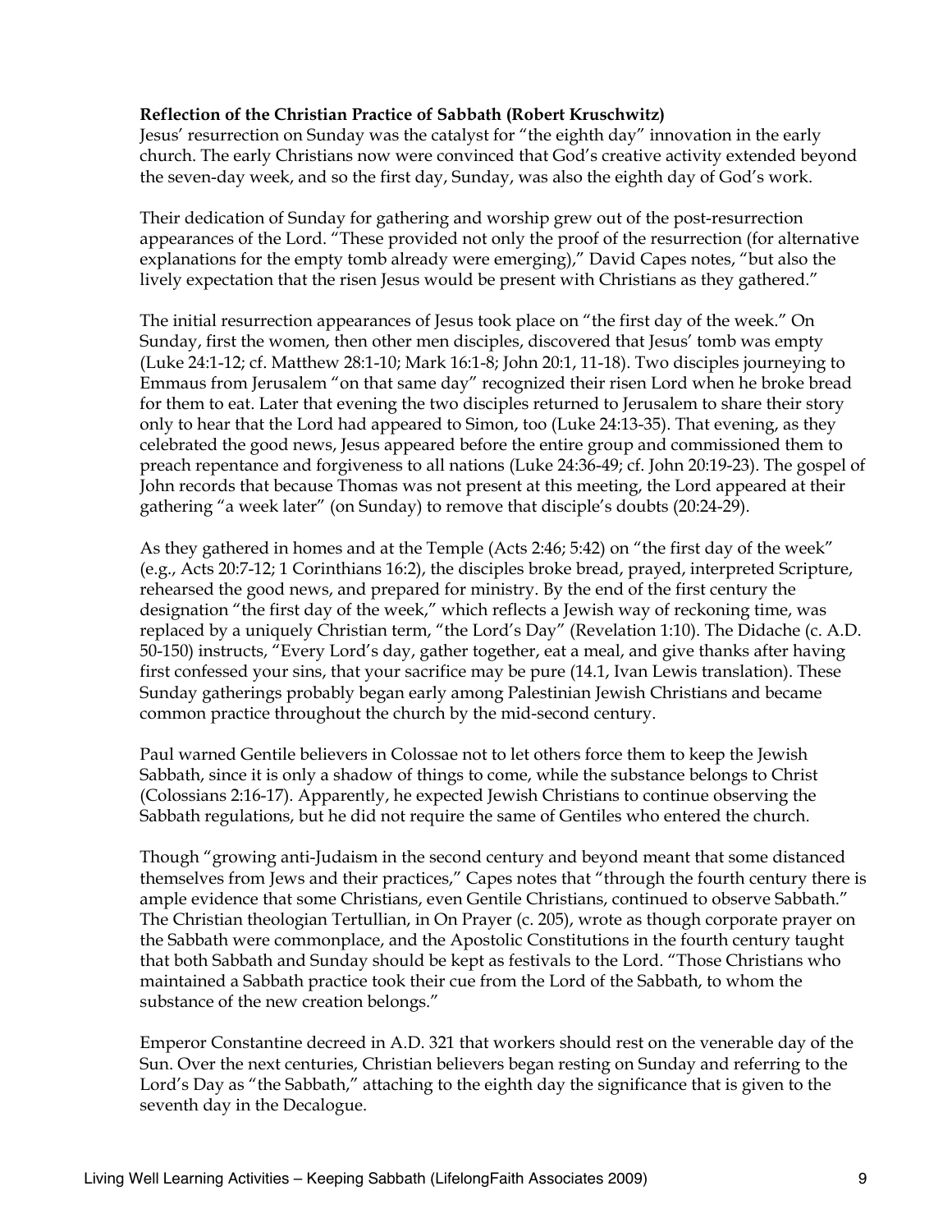**Reflection of the Christian Practice of Sabbath (Robert Kruschwitz)**
Jesus' resurrection on Sunday was the catalyst for "the eighth day" innovation in the early church. The early Christians now were convinced that God's creative activity extended beyond the seven-day week, and so the first day, Sunday, was also the eighth day of God's work.

Their dedication of Sunday for gathering and worship grew out of the post-resurrection appearances of the Lord. "These provided not only the proof of the resurrection (for alternative explanations for the empty tomb already were emerging)," David Capes notes, "but also the lively expectation that the risen Jesus would be present with Christians as they gathered."

The initial resurrection appearances of Jesus took place on "the first day of the week." On Sunday, first the women, then other men disciples, discovered that Jesus' tomb was empty (Luke 24:1-12; cf. Matthew 28:1-10; Mark 16:1-8; John 20:1, 11-18). Two disciples journeying to Emmaus from Jerusalem "on that same day" recognized their risen Lord when he broke bread for them to eat. Later that evening the two disciples returned to Jerusalem to share their story only to hear that the Lord had appeared to Simon, too (Luke 24:13-35). That evening, as they celebrated the good news, Jesus appeared before the entire group and commissioned them to preach repentance and forgiveness to all nations (Luke 24:36-49; cf. John 20:19-23). The gospel of John records that because Thomas was not present at this meeting, the Lord appeared at their gathering "a week later" (on Sunday) to remove that disciple's doubts (20:24-29).

As they gathered in homes and at the Temple (Acts 2:46; 5:42) on "the first day of the week" (e.g., Acts 20:7-12; 1 Corinthians 16:2), the disciples broke bread, prayed, interpreted Scripture, rehearsed the good news, and prepared for ministry. By the end of the first century the designation "the first day of the week," which reflects a Jewish way of reckoning time, was replaced by a uniquely Christian term, "the Lord's Day" (Revelation 1:10). The Didache (c. A.D. 50-150) instructs, "Every Lord's day, gather together, eat a meal, and give thanks after having first confessed your sins, that your sacrifice may be pure (14.1, Ivan Lewis translation). These Sunday gatherings probably began early among Palestinian Jewish Christians and became common practice throughout the church by the mid-second century.

Paul warned Gentile believers in Colossae not to let others force them to keep the Jewish Sabbath, since it is only a shadow of things to come, while the substance belongs to Christ (Colossians 2:16-17). Apparently, he expected Jewish Christians to continue observing the Sabbath regulations, but he did not require the same of Gentiles who entered the church.

Though "growing anti-Judaism in the second century and beyond meant that some distanced themselves from Jews and their practices," Capes notes that "through the fourth century there is ample evidence that some Christians, even Gentile Christians, continued to observe Sabbath." The Christian theologian Tertullian, in On Prayer (c. 205), wrote as though corporate prayer on the Sabbath were commonplace, and the Apostolic Constitutions in the fourth century taught that both Sabbath and Sunday should be kept as festivals to the Lord. "Those Christians who maintained a Sabbath practice took their cue from the Lord of the Sabbath, to whom the substance of the new creation belongs."

Emperor Constantine decreed in A.D. 321 that workers should rest on the venerable day of the Sun. Over the next centuries, Christian believers began resting on Sunday and referring to the Lord's Day as "the Sabbath," attaching to the eighth day the significance that is given to the seventh day in the Decalogue.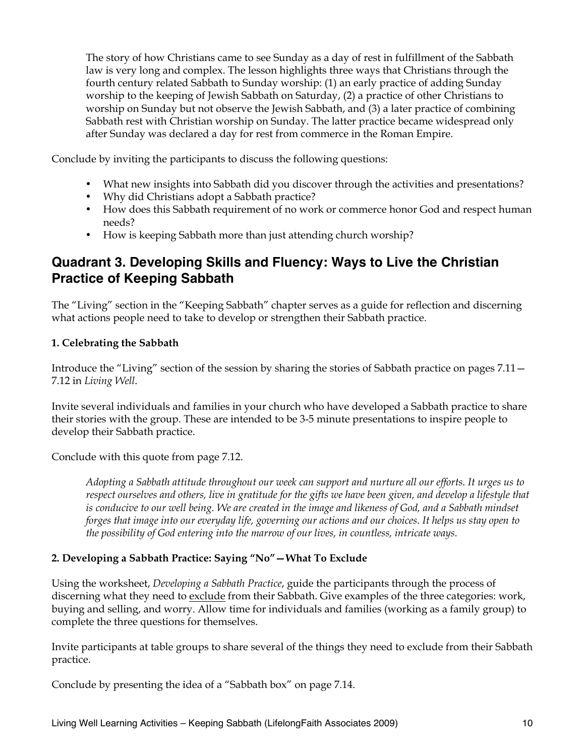> The story of how Christians came to see Sunday as a day of rest in fulfillment of the Sabbath law is very long and complex. The lesson highlights three ways that Christians through the fourth century related Sabbath to Sunday worship: (1) an early practice of adding Sunday worship to the keeping of Jewish Sabbath on Saturday, (2) a practice of other Christians to worship on Sunday but not observe the Jewish Sabbath, and (3) a later practice of combining Sabbath rest with Christian worship on Sunday. The latter practice became widespread only after Sunday was declared a day for rest from commerce in the Roman Empire.

Conclude by inviting the participants to discuss the following questions:

- What new insights into Sabbath did you discover through the activities and presentations?
- Why did Christians adopt a Sabbath practice?
- How does this Sabbath requirement of no work or commerce honor God and respect human needs?
- How is keeping Sabbath more than just attending church worship?

## Quadrant 3. Developing Skills and Fluency: Ways to Live the Christian Practice of Keeping Sabbath

The "Living" section in the "Keeping Sabbath" chapter serves as a guide for reflection and discerning what actions people need to take to develop or strengthen their Sabbath practice.

**1. Celebrating the Sabbath**

Introduce the "Living" section of the session by sharing the stories of Sabbath practice on pages 7.11—7.12 in *Living Well*.

Invite several individuals and families in your church who have developed a Sabbath practice to share their stories with the group. These are intended to be 3-5 minute presentations to inspire people to develop their Sabbath practice.

Conclude with this quote from page 7.12.

> *Adopting a Sabbath attitude throughout our week can support and nurture all our efforts. It urges us to respect ourselves and others, live in gratitude for the gifts we have been given, and develop a lifestyle that is conducive to our well being. We are created in the image and likeness of God, and a Sabbath mindset forges that image into our everyday life, governing our actions and our choices. It helps us stay open to the possibility of God entering into the marrow of our lives, in countless, intricate ways.*

**2. Developing a Sabbath Practice: Saying "No"—What To Exclude**

Using the worksheet, *Developing a Sabbath Practice*, guide the participants through the process of discerning what they need to <u>exclude</u> from their Sabbath. Give examples of the three categories: work, buying and selling, and worry. Allow time for individuals and families (working as a family group) to complete the three questions for themselves.

Invite participants at table groups to share several of the things they need to exclude from their Sabbath practice.

Conclude by presenting the idea of a "Sabbath box" on page 7.14.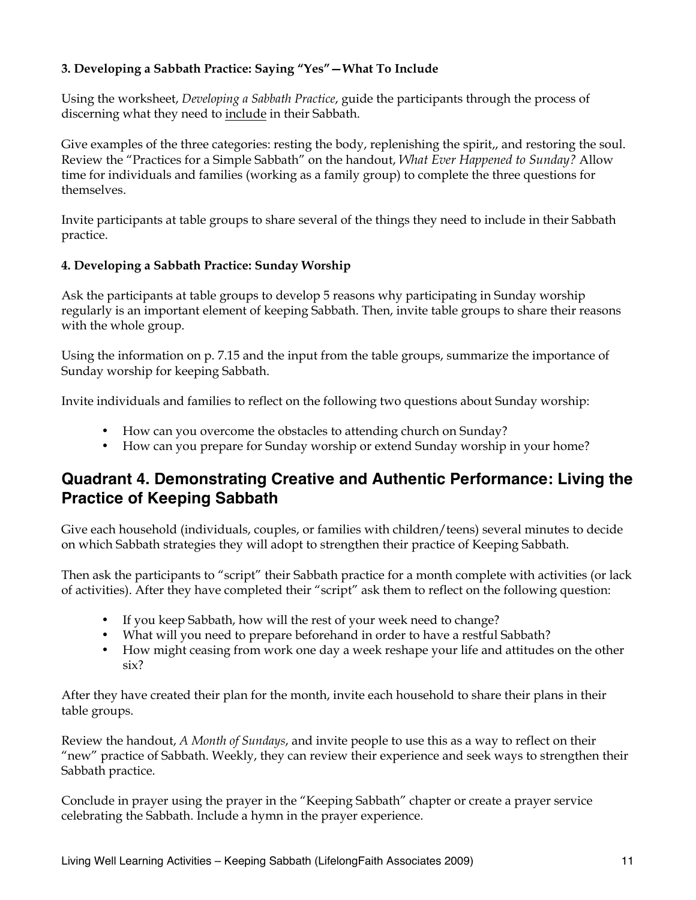**3. Developing a Sabbath Practice: Saying "Yes"—What To Include**

Using the worksheet, *Developing a Sabbath Practice*, guide the participants through the process of discerning what they need to include in their Sabbath.

Give examples of the three categories: resting the body, replenishing the spirit,, and restoring the soul. Review the "Practices for a Simple Sabbath" on the handout, *What Ever Happened to Sunday?* Allow time for individuals and families (working as a family group) to complete the three questions for themselves.

Invite participants at table groups to share several of the things they need to include in their Sabbath practice.

**4. Developing a Sabbath Practice: Sunday Worship**

Ask the participants at table groups to develop 5 reasons why participating in Sunday worship regularly is an important element of keeping Sabbath. Then, invite table groups to share their reasons with the whole group.

Using the information on p. 7.15 and the input from the table groups, summarize the importance of Sunday worship for keeping Sabbath.

Invite individuals and families to reflect on the following two questions about Sunday worship:

- How can you overcome the obstacles to attending church on Sunday?
- How can you prepare for Sunday worship or extend Sunday worship in your home?

## Quadrant 4. Demonstrating Creative and Authentic Performance: Living the Practice of Keeping Sabbath

Give each household (individuals, couples, or families with children/teens) several minutes to decide on which Sabbath strategies they will adopt to strengthen their practice of Keeping Sabbath.

Then ask the participants to "script" their Sabbath practice for a month complete with activities (or lack of activities). After they have completed their "script" ask them to reflect on the following question:

- If you keep Sabbath, how will the rest of your week need to change?
- What will you need to prepare beforehand in order to have a restful Sabbath?
- How might ceasing from work one day a week reshape your life and attitudes on the other six?

After they have created their plan for the month, invite each household to share their plans in their table groups.

Review the handout, *A Month of Sundays*, and invite people to use this as a way to reflect on their "new" practice of Sabbath. Weekly, they can review their experience and seek ways to strengthen their Sabbath practice.

Conclude in prayer using the prayer in the "Keeping Sabbath" chapter or create a prayer service celebrating the Sabbath. Include a hymn in the prayer experience.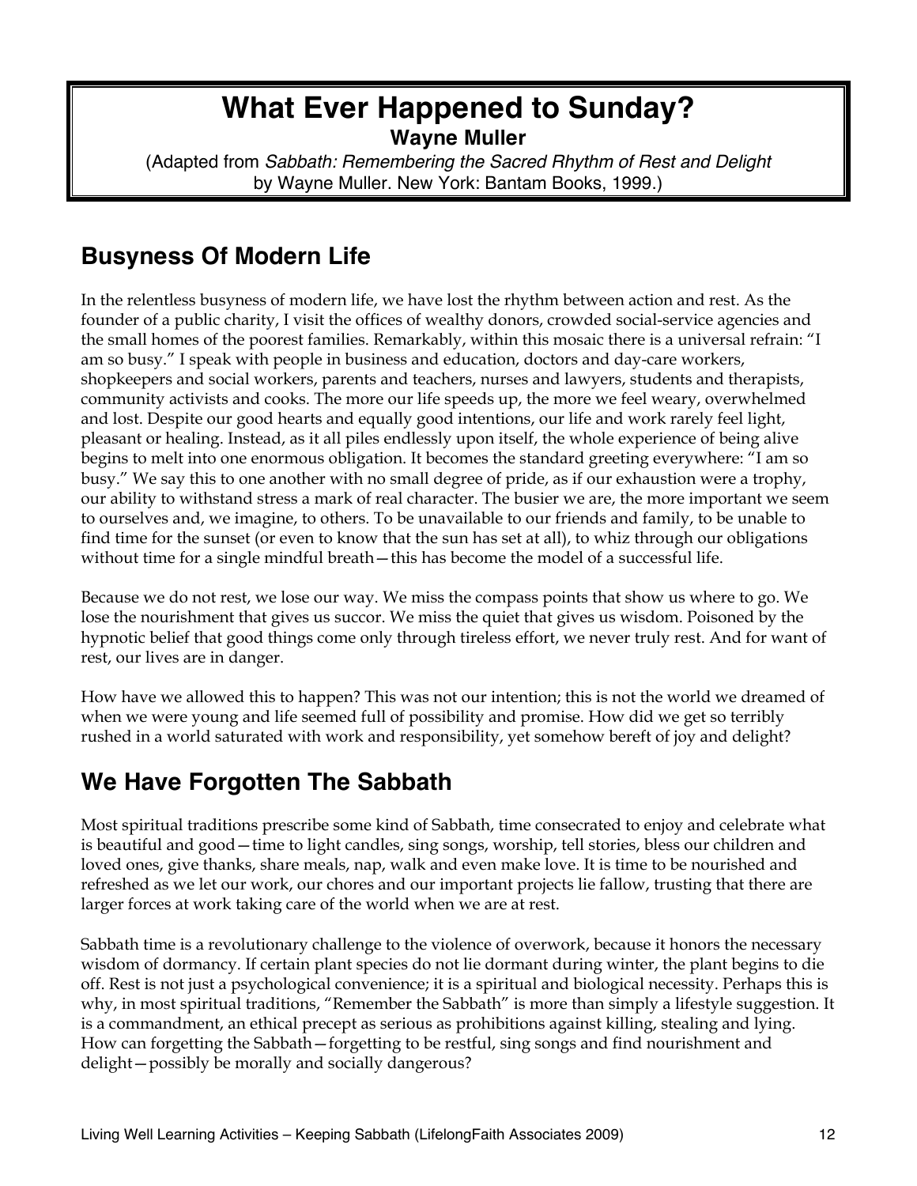# What Ever Happened to Sunday?

**Wayne Muller**

(Adapted from *Sabbath: Remembering the Sacred Rhythm of Rest and Delight* by Wayne Muller. New York: Bantam Books, 1999.)

## Busyness Of Modern Life

In the relentless busyness of modern life, we have lost the rhythm between action and rest. As the founder of a public charity, I visit the offices of wealthy donors, crowded social-service agencies and the small homes of the poorest families. Remarkably, within this mosaic there is a universal refrain: "I am so busy." I speak with people in business and education, doctors and day-care workers, shopkeepers and social workers, parents and teachers, nurses and lawyers, students and therapists, community activists and cooks. The more our life speeds up, the more we feel weary, overwhelmed and lost. Despite our good hearts and equally good intentions, our life and work rarely feel light, pleasant or healing. Instead, as it all piles endlessly upon itself, the whole experience of being alive begins to melt into one enormous obligation. It becomes the standard greeting everywhere: "I am so busy." We say this to one another with no small degree of pride, as if our exhaustion were a trophy, our ability to withstand stress a mark of real character. The busier we are, the more important we seem to ourselves and, we imagine, to others. To be unavailable to our friends and family, to be unable to find time for the sunset (or even to know that the sun has set at all), to whiz through our obligations without time for a single mindful breath—this has become the model of a successful life.

Because we do not rest, we lose our way. We miss the compass points that show us where to go. We lose the nourishment that gives us succor. We miss the quiet that gives us wisdom. Poisoned by the hypnotic belief that good things come only through tireless effort, we never truly rest. And for want of rest, our lives are in danger.

How have we allowed this to happen? This was not our intention; this is not the world we dreamed of when we were young and life seemed full of possibility and promise. How did we get so terribly rushed in a world saturated with work and responsibility, yet somehow bereft of joy and delight?

## We Have Forgotten The Sabbath

Most spiritual traditions prescribe some kind of Sabbath, time consecrated to enjoy and celebrate what is beautiful and good—time to light candles, sing songs, worship, tell stories, bless our children and loved ones, give thanks, share meals, nap, walk and even make love. It is time to be nourished and refreshed as we let our work, our chores and our important projects lie fallow, trusting that there are larger forces at work taking care of the world when we are at rest.

Sabbath time is a revolutionary challenge to the violence of overwork, because it honors the necessary wisdom of dormancy. If certain plant species do not lie dormant during winter, the plant begins to die off. Rest is not just a psychological convenience; it is a spiritual and biological necessity. Perhaps this is why, in most spiritual traditions, "Remember the Sabbath" is more than simply a lifestyle suggestion. It is a commandment, an ethical precept as serious as prohibitions against killing, stealing and lying. How can forgetting the Sabbath—forgetting to be restful, sing songs and find nourishment and delight—possibly be morally and socially dangerous?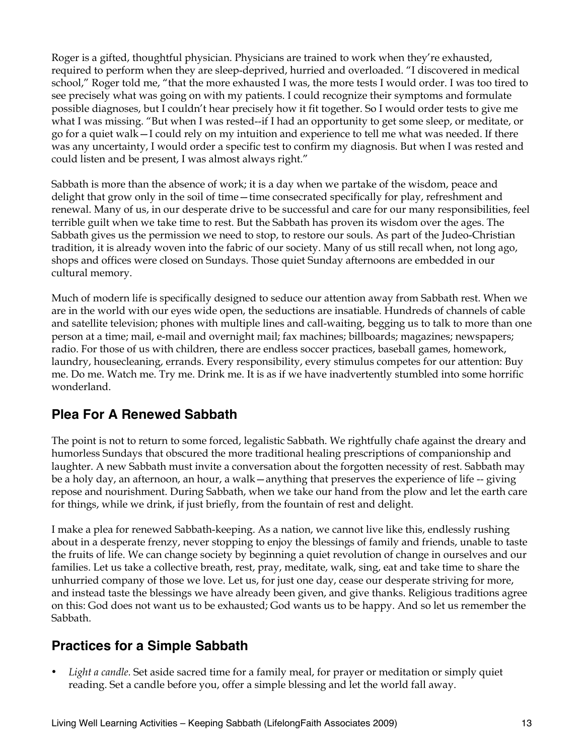Roger is a gifted, thoughtful physician. Physicians are trained to work when they're exhausted, required to perform when they are sleep-deprived, hurried and overloaded. "I discovered in medical school," Roger told me, "that the more exhausted I was, the more tests I would order. I was too tired to see precisely what was going on with my patients. I could recognize their symptoms and formulate possible diagnoses, but I couldn't hear precisely how it fit together. So I would order tests to give me what I was missing. "But when I was rested--if I had an opportunity to get some sleep, or meditate, or go for a quiet walk—I could rely on my intuition and experience to tell me what was needed. If there was any uncertainty, I would order a specific test to confirm my diagnosis. But when I was rested and could listen and be present, I was almost always right."

Sabbath is more than the absence of work; it is a day when we partake of the wisdom, peace and delight that grow only in the soil of time—time consecrated specifically for play, refreshment and renewal. Many of us, in our desperate drive to be successful and care for our many responsibilities, feel terrible guilt when we take time to rest. But the Sabbath has proven its wisdom over the ages. The Sabbath gives us the permission we need to stop, to restore our souls. As part of the Judeo-Christian tradition, it is already woven into the fabric of our society. Many of us still recall when, not long ago, shops and offices were closed on Sundays. Those quiet Sunday afternoons are embedded in our cultural memory.

Much of modern life is specifically designed to seduce our attention away from Sabbath rest. When we are in the world with our eyes wide open, the seductions are insatiable. Hundreds of channels of cable and satellite television; phones with multiple lines and call-waiting, begging us to talk to more than one person at a time; mail, e-mail and overnight mail; fax machines; billboards; magazines; newspapers; radio. For those of us with children, there are endless soccer practices, baseball games, homework, laundry, housecleaning, errands. Every responsibility, every stimulus competes for our attention: Buy me. Do me. Watch me. Try me. Drink me. It is as if we have inadvertently stumbled into some horrific wonderland.

## Plea For A Renewed Sabbath

The point is not to return to some forced, legalistic Sabbath. We rightfully chafe against the dreary and humorless Sundays that obscured the more traditional healing prescriptions of companionship and laughter. A new Sabbath must invite a conversation about the forgotten necessity of rest. Sabbath may be a holy day, an afternoon, an hour, a walk—anything that preserves the experience of life -- giving repose and nourishment. During Sabbath, when we take our hand from the plow and let the earth care for things, while we drink, if just briefly, from the fountain of rest and delight.

I make a plea for renewed Sabbath-keeping. As a nation, we cannot live like this, endlessly rushing about in a desperate frenzy, never stopping to enjoy the blessings of family and friends, unable to taste the fruits of life. We can change society by beginning a quiet revolution of change in ourselves and our families. Let us take a collective breath, rest, pray, meditate, walk, sing, eat and take time to share the unhurried company of those we love. Let us, for just one day, cease our desperate striving for more, and instead taste the blessings we have already been given, and give thanks. Religious traditions agree on this: God does not want us to be exhausted; God wants us to be happy. And so let us remember the Sabbath.

## Practices for a Simple Sabbath

- *Light a candle.* Set aside sacred time for a family meal, for prayer or meditation or simply quiet reading. Set a candle before you, offer a simple blessing and let the world fall away.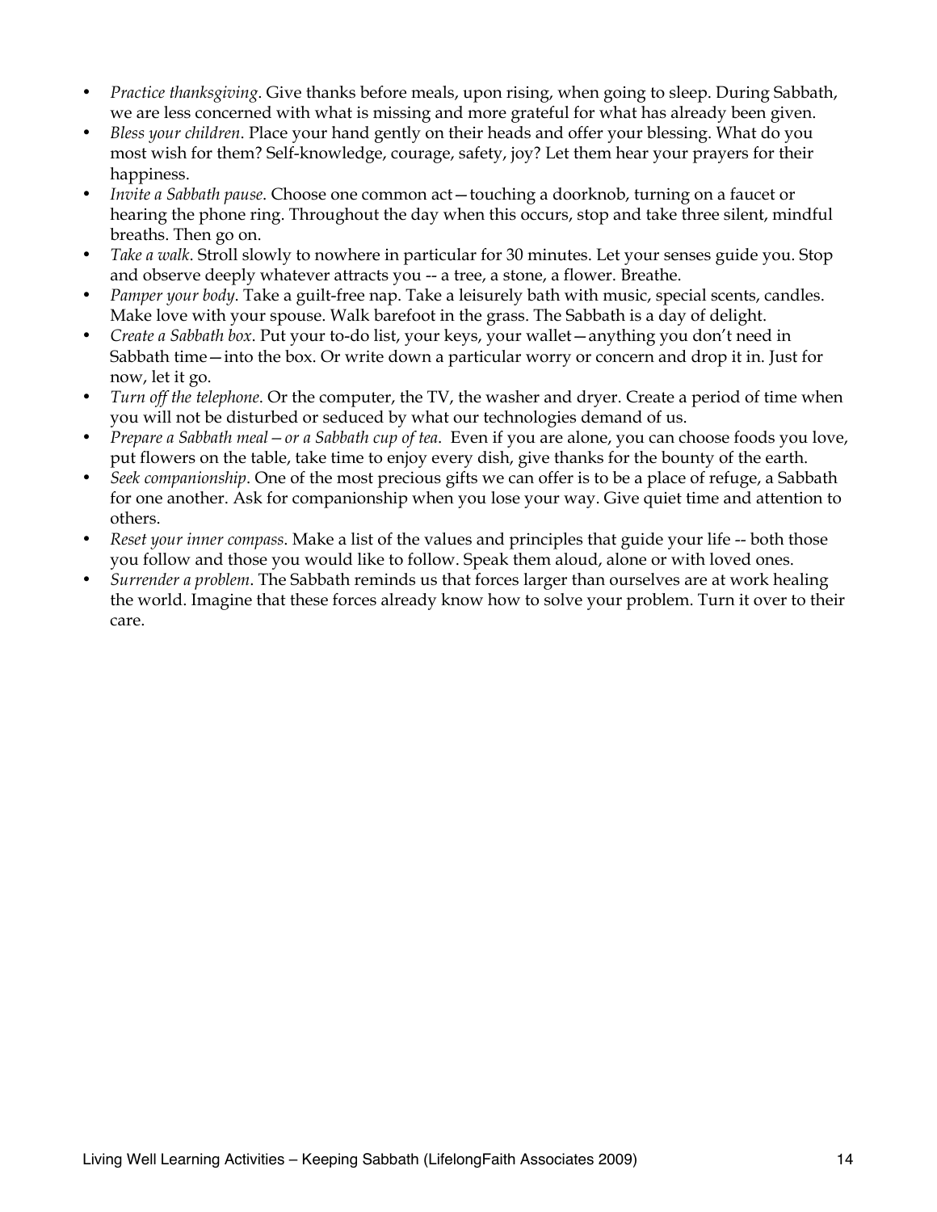- *Practice thanksgiving*. Give thanks before meals, upon rising, when going to sleep. During Sabbath, we are less concerned with what is missing and more grateful for what has already been given.
- *Bless your children*. Place your hand gently on their heads and offer your blessing. What do you most wish for them? Self-knowledge, courage, safety, joy? Let them hear your prayers for their happiness.
- *Invite a Sabbath pause*. Choose one common act—touching a doorknob, turning on a faucet or hearing the phone ring. Throughout the day when this occurs, stop and take three silent, mindful breaths. Then go on.
- *Take a walk*. Stroll slowly to nowhere in particular for 30 minutes. Let your senses guide you. Stop and observe deeply whatever attracts you -- a tree, a stone, a flower. Breathe.
- *Pamper your body*. Take a guilt-free nap. Take a leisurely bath with music, special scents, candles. Make love with your spouse. Walk barefoot in the grass. The Sabbath is a day of delight.
- *Create a Sabbath box*. Put your to-do list, your keys, your wallet—anything you don't need in Sabbath time—into the box. Or write down a particular worry or concern and drop it in. Just for now, let it go.
- *Turn off the telephone*. Or the computer, the TV, the washer and dryer. Create a period of time when you will not be disturbed or seduced by what our technologies demand of us.
- *Prepare a Sabbath meal—or a Sabbath cup of tea*. Even if you are alone, you can choose foods you love, put flowers on the table, take time to enjoy every dish, give thanks for the bounty of the earth.
- *Seek companionship*. One of the most precious gifts we can offer is to be a place of refuge, a Sabbath for one another. Ask for companionship when you lose your way. Give quiet time and attention to others.
- *Reset your inner compass*. Make a list of the values and principles that guide your life -- both those you follow and those you would like to follow. Speak them aloud, alone or with loved ones.
- *Surrender a problem*. The Sabbath reminds us that forces larger than ourselves are at work healing the world. Imagine that these forces already know how to solve your problem. Turn it over to their care.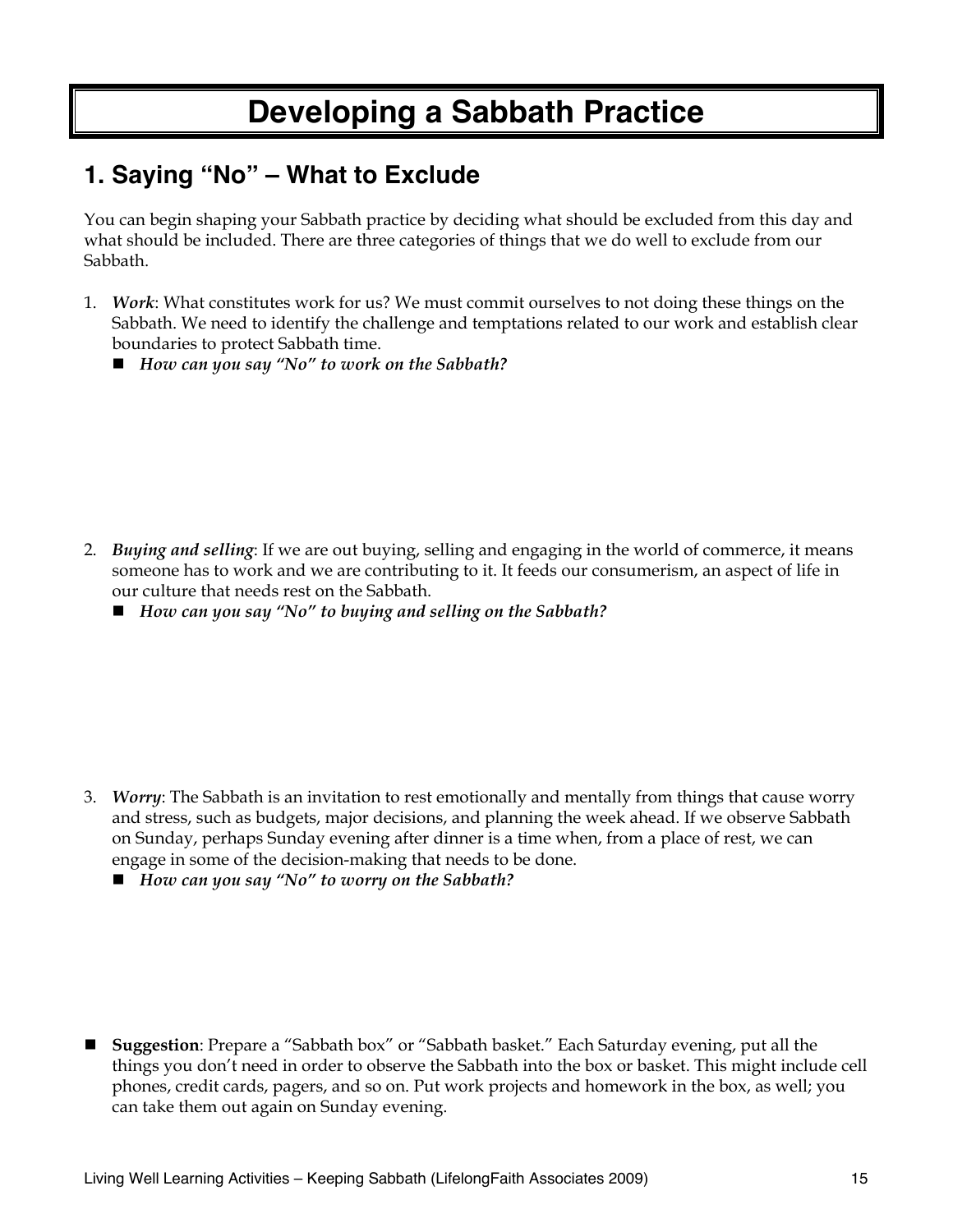# Developing a Sabbath Practice

## 1. Saying "No" – What to Exclude

You can begin shaping your Sabbath practice by deciding what should be excluded from this day and what should be included. There are three categories of things that we do well to exclude from our Sabbath.

1. ***Work***: What constitutes work for us? We must commit ourselves to not doing these things on the Sabbath. We need to identify the challenge and temptations related to our work and establish clear boundaries to protect Sabbath time.
   - ***How can you say "No" to work on the Sabbath?***

2. ***Buying and selling***: If we are out buying, selling and engaging in the world of commerce, it means someone has to work and we are contributing to it. It feeds our consumerism, an aspect of life in our culture that needs rest on the Sabbath.
   - ***How can you say "No" to buying and selling on the Sabbath?***

3. ***Worry***: The Sabbath is an invitation to rest emotionally and mentally from things that cause worry and stress, such as budgets, major decisions, and planning the week ahead. If we observe Sabbath on Sunday, perhaps Sunday evening after dinner is a time when, from a place of rest, we can engage in some of the decision-making that needs to be done.
   - ***How can you say "No" to worry on the Sabbath?***

- **Suggestion**: Prepare a "Sabbath box" or "Sabbath basket." Each Saturday evening, put all the things you don't need in order to observe the Sabbath into the box or basket. This might include cell phones, credit cards, pagers, and so on. Put work projects and homework in the box, as well; you can take them out again on Sunday evening.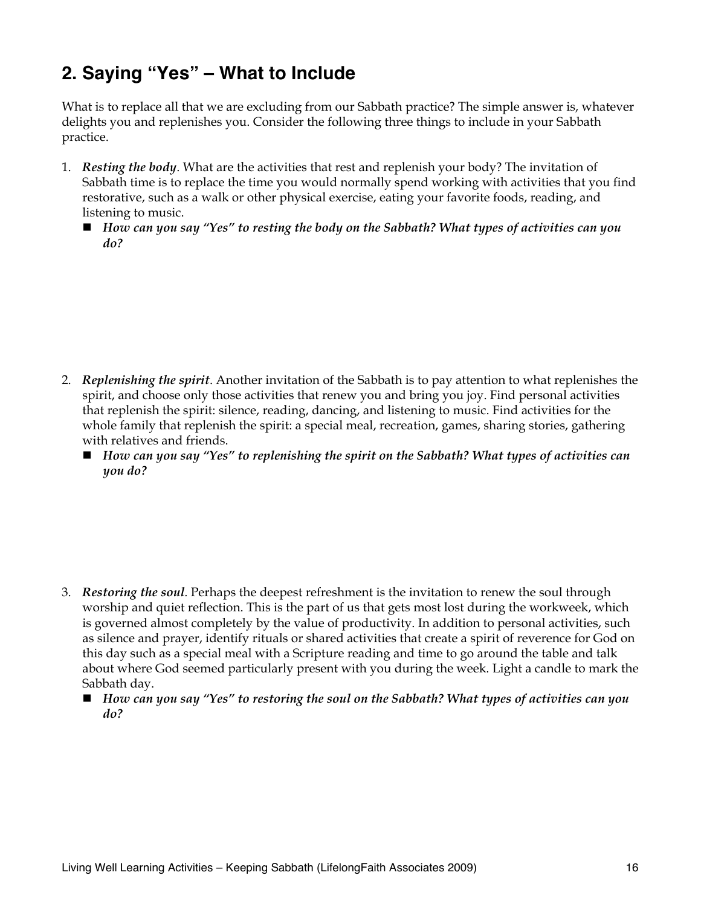## 2. Saying "Yes" – What to Include

What is to replace all that we are excluding from our Sabbath practice? The simple answer is, whatever delights you and replenishes you. Consider the following three things to include in your Sabbath practice.

1. ***Resting the body***. What are the activities that rest and replenish your body? The invitation of Sabbath time is to replace the time you would normally spend working with activities that you find restorative, such as a walk or other physical exercise, eating your favorite foods, reading, and listening to music.
   - ***How can you say "Yes" to resting the body on the Sabbath? What types of activities can you do?***

2. ***Replenishing the spirit***. Another invitation of the Sabbath is to pay attention to what replenishes the spirit, and choose only those activities that renew you and bring you joy. Find personal activities that replenish the spirit: silence, reading, dancing, and listening to music. Find activities for the whole family that replenish the spirit: a special meal, recreation, games, sharing stories, gathering with relatives and friends.
   - ***How can you say "Yes" to replenishing the spirit on the Sabbath? What types of activities can you do?***

3. ***Restoring the soul***. Perhaps the deepest refreshment is the invitation to renew the soul through worship and quiet reflection. This is the part of us that gets most lost during the workweek, which is governed almost completely by the value of productivity. In addition to personal activities, such as silence and prayer, identify rituals or shared activities that create a spirit of reverence for God on this day such as a special meal with a Scripture reading and time to go around the table and talk about where God seemed particularly present with you during the week. Light a candle to mark the Sabbath day.
   - ***How can you say "Yes" to restoring the soul on the Sabbath? What types of activities can you do?***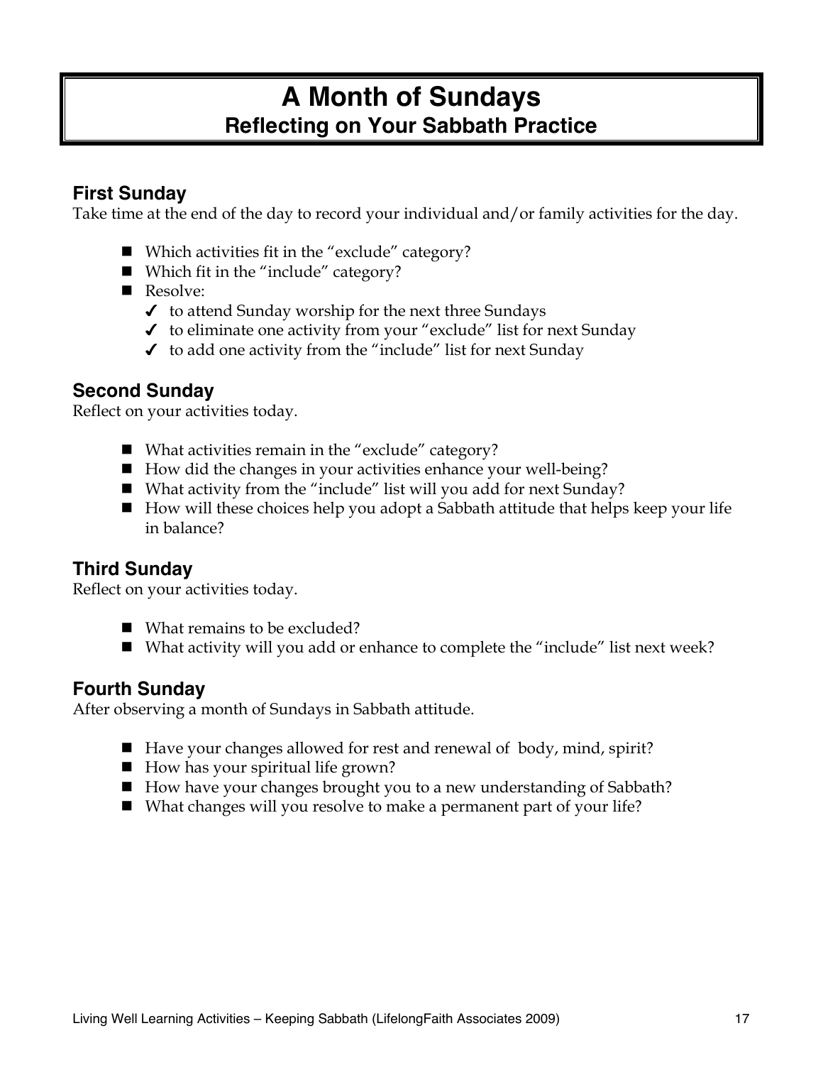# A Month of Sundays
## Reflecting on Your Sabbath Practice

### First Sunday

Take time at the end of the day to record your individual and/or family activities for the day.

- Which activities fit in the "exclude" category?
- Which fit in the "include" category?
- Resolve:
  - ✓ to attend Sunday worship for the next three Sundays
  - ✓ to eliminate one activity from your "exclude" list for next Sunday
  - ✓ to add one activity from the "include" list for next Sunday

### Second Sunday

Reflect on your activities today.

- What activities remain in the "exclude" category?
- How did the changes in your activities enhance your well-being?
- What activity from the "include" list will you add for next Sunday?
- How will these choices help you adopt a Sabbath attitude that helps keep your life in balance?

### Third Sunday

Reflect on your activities today.

- What remains to be excluded?
- What activity will you add or enhance to complete the "include" list next week?

### Fourth Sunday

After observing a month of Sundays in Sabbath attitude.

- Have your changes allowed for rest and renewal of body, mind, spirit?
- How has your spiritual life grown?
- How have your changes brought you to a new understanding of Sabbath?
- What changes will you resolve to make a permanent part of your life?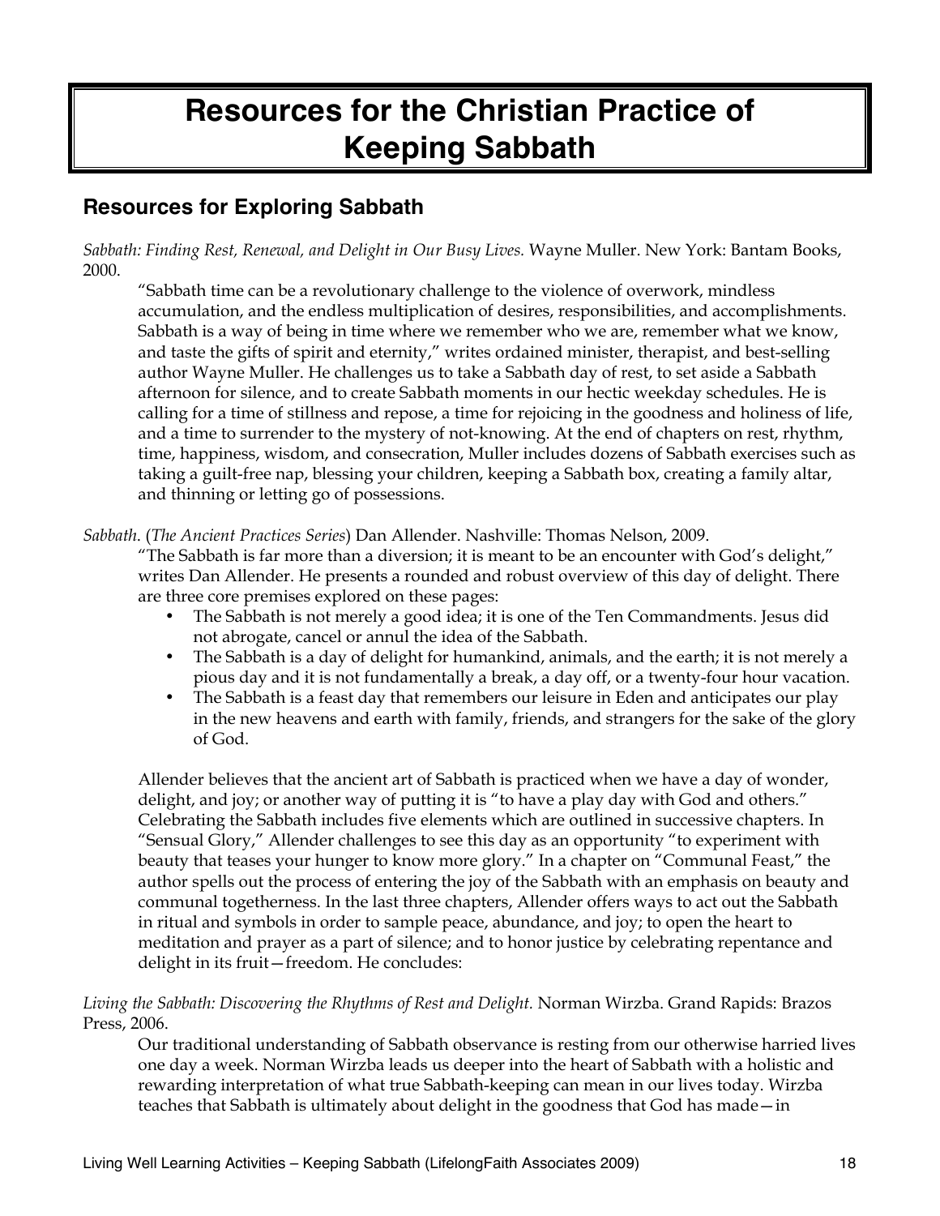# Resources for the Christian Practice of Keeping Sabbath

## Resources for Exploring Sabbath

*Sabbath: Finding Rest, Renewal, and Delight in Our Busy Lives.* Wayne Muller. New York: Bantam Books, 2000.

"Sabbath time can be a revolutionary challenge to the violence of overwork, mindless accumulation, and the endless multiplication of desires, responsibilities, and accomplishments. Sabbath is a way of being in time where we remember who we are, remember what we know, and taste the gifts of spirit and eternity," writes ordained minister, therapist, and best-selling author Wayne Muller. He challenges us to take a Sabbath day of rest, to set aside a Sabbath afternoon for silence, and to create Sabbath moments in our hectic weekday schedules. He is calling for a time of stillness and repose, a time for rejoicing in the goodness and holiness of life, and a time to surrender to the mystery of not-knowing. At the end of chapters on rest, rhythm, time, happiness, wisdom, and consecration, Muller includes dozens of Sabbath exercises such as taking a guilt-free nap, blessing your children, keeping a Sabbath box, creating a family altar, and thinning or letting go of possessions.

*Sabbath.* (*The Ancient Practices Series*) Dan Allender. Nashville: Thomas Nelson, 2009.

"The Sabbath is far more than a diversion; it is meant to be an encounter with God's delight," writes Dan Allender. He presents a rounded and robust overview of this day of delight. There are three core premises explored on these pages:

- The Sabbath is not merely a good idea; it is one of the Ten Commandments. Jesus did not abrogate, cancel or annul the idea of the Sabbath.
- The Sabbath is a day of delight for humankind, animals, and the earth; it is not merely a pious day and it is not fundamentally a break, a day off, or a twenty-four hour vacation.
- The Sabbath is a feast day that remembers our leisure in Eden and anticipates our play in the new heavens and earth with family, friends, and strangers for the sake of the glory of God.

Allender believes that the ancient art of Sabbath is practiced when we have a day of wonder, delight, and joy; or another way of putting it is "to have a play day with God and others." Celebrating the Sabbath includes five elements which are outlined in successive chapters. In "Sensual Glory," Allender challenges to see this day as an opportunity "to experiment with beauty that teases your hunger to know more glory." In a chapter on "Communal Feast," the author spells out the process of entering the joy of the Sabbath with an emphasis on beauty and communal togetherness. In the last three chapters, Allender offers ways to act out the Sabbath in ritual and symbols in order to sample peace, abundance, and joy; to open the heart to meditation and prayer as a part of silence; and to honor justice by celebrating repentance and delight in its fruit—freedom. He concludes:

*Living the Sabbath: Discovering the Rhythms of Rest and Delight.* Norman Wirzba. Grand Rapids: Brazos Press, 2006.

Our traditional understanding of Sabbath observance is resting from our otherwise harried lives one day a week. Norman Wirzba leads us deeper into the heart of Sabbath with a holistic and rewarding interpretation of what true Sabbath-keeping can mean in our lives today. Wirzba teaches that Sabbath is ultimately about delight in the goodness that God has made—in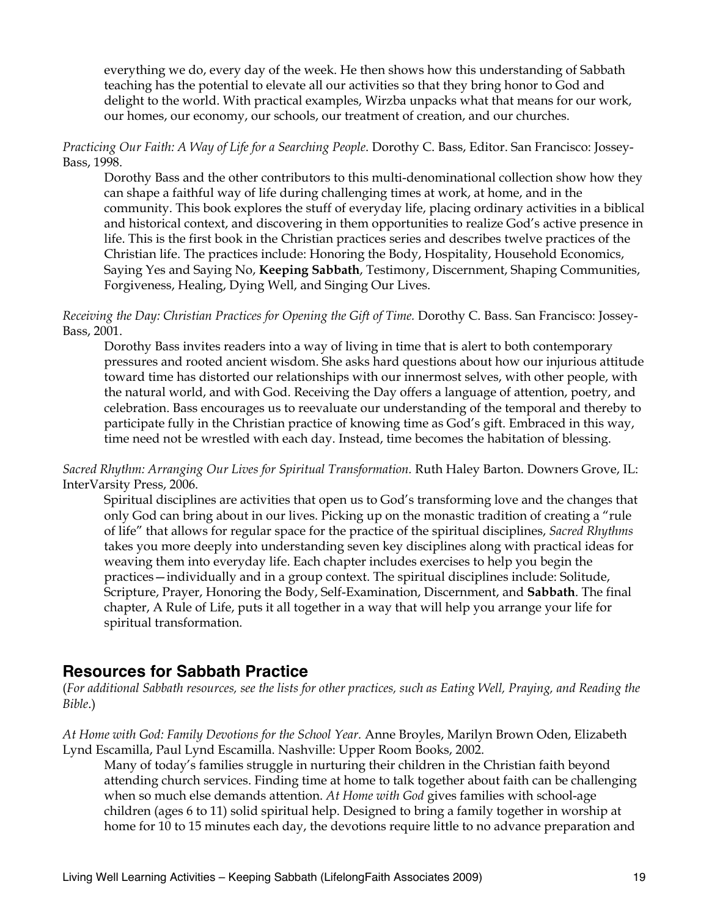everything we do, every day of the week. He then shows how this understanding of Sabbath teaching has the potential to elevate all our activities so that they bring honor to God and delight to the world. With practical examples, Wirzba unpacks what that means for our work, our homes, our economy, our schools, our treatment of creation, and our churches.

*Practicing Our Faith: A Way of Life for a Searching People*. Dorothy C. Bass, Editor. San Francisco: Jossey-Bass, 1998.

Dorothy Bass and the other contributors to this multi-denominational collection show how they can shape a faithful way of life during challenging times at work, at home, and in the community. This book explores the stuff of everyday life, placing ordinary activities in a biblical and historical context, and discovering in them opportunities to realize God's active presence in life. This is the first book in the Christian practices series and describes twelve practices of the Christian life. The practices include: Honoring the Body, Hospitality, Household Economics, Saying Yes and Saying No, **Keeping Sabbath**, Testimony, Discernment, Shaping Communities, Forgiveness, Healing, Dying Well, and Singing Our Lives.

*Receiving the Day: Christian Practices for Opening the Gift of Time.* Dorothy C. Bass. San Francisco: Jossey-Bass, 2001.

Dorothy Bass invites readers into a way of living in time that is alert to both contemporary pressures and rooted ancient wisdom. She asks hard questions about how our injurious attitude toward time has distorted our relationships with our innermost selves, with other people, with the natural world, and with God. Receiving the Day offers a language of attention, poetry, and celebration. Bass encourages us to reevaluate our understanding of the temporal and thereby to participate fully in the Christian practice of knowing time as God's gift. Embraced in this way, time need not be wrestled with each day. Instead, time becomes the habitation of blessing.

*Sacred Rhythm: Arranging Our Lives for Spiritual Transformation.* Ruth Haley Barton. Downers Grove, IL: InterVarsity Press, 2006.

Spiritual disciplines are activities that open us to God's transforming love and the changes that only God can bring about in our lives. Picking up on the monastic tradition of creating a "rule of life" that allows for regular space for the practice of the spiritual disciplines, *Sacred Rhythms* takes you more deeply into understanding seven key disciplines along with practical ideas for weaving them into everyday life. Each chapter includes exercises to help you begin the practices—individually and in a group context. The spiritual disciplines include: Solitude, Scripture, Prayer, Honoring the Body, Self-Examination, Discernment, and **Sabbath**. The final chapter, A Rule of Life, puts it all together in a way that will help you arrange your life for spiritual transformation.

## Resources for Sabbath Practice

(*For additional Sabbath resources, see the lists for other practices, such as Eating Well, Praying, and Reading the Bible*.)

*At Home with God: Family Devotions for the School Year.* Anne Broyles, Marilyn Brown Oden, Elizabeth Lynd Escamilla, Paul Lynd Escamilla. Nashville: Upper Room Books, 2002.

Many of today's families struggle in nurturing their children in the Christian faith beyond attending church services. Finding time at home to talk together about faith can be challenging when so much else demands attention. *At Home with God* gives families with school-age children (ages 6 to 11) solid spiritual help. Designed to bring a family together in worship at home for 10 to 15 minutes each day, the devotions require little to no advance preparation and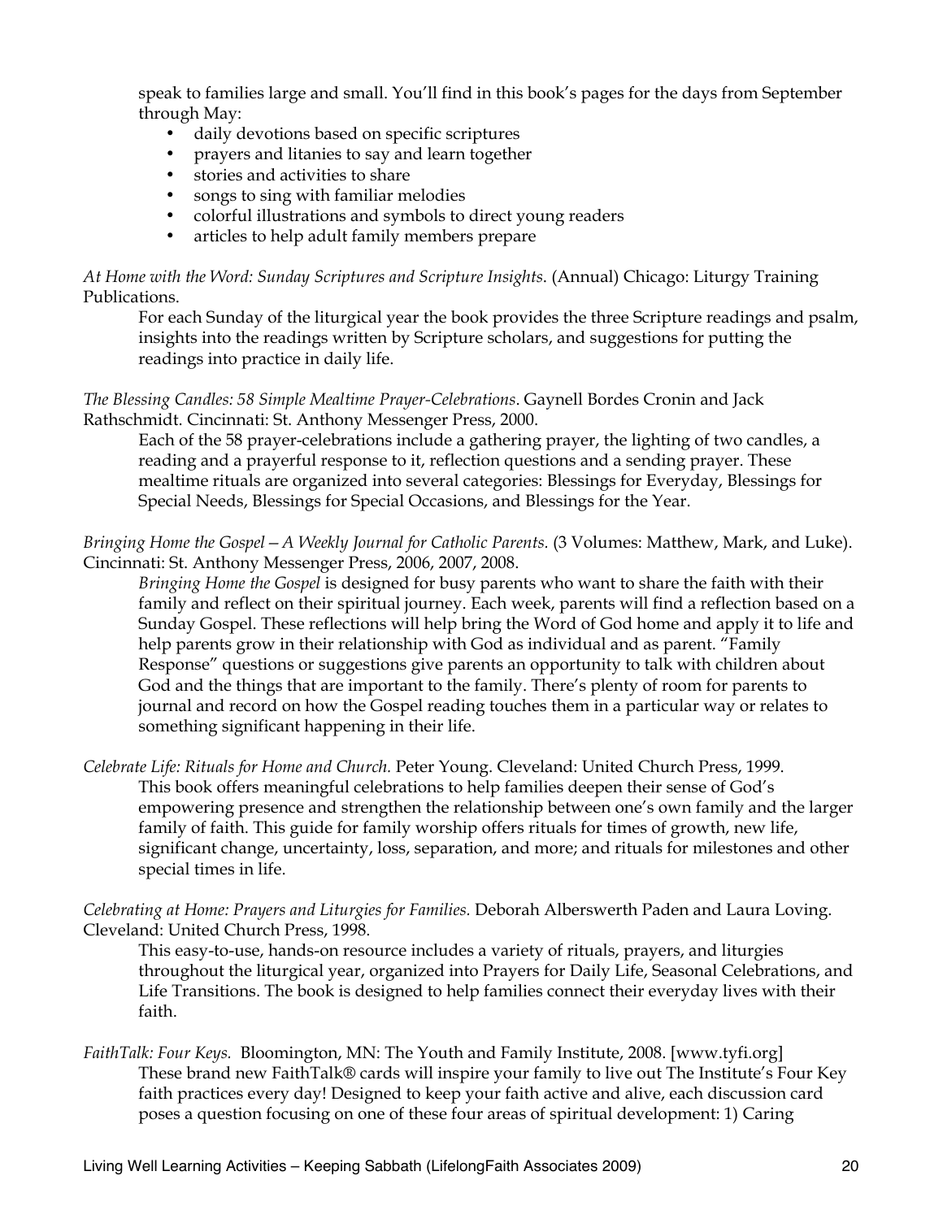speak to families large and small. You'll find in this book's pages for the days from September through May:

- daily devotions based on specific scriptures
- prayers and litanies to say and learn together
- stories and activities to share
- songs to sing with familiar melodies
- colorful illustrations and symbols to direct young readers
- articles to help adult family members prepare

*At Home with the Word: Sunday Scriptures and Scripture Insights*. (Annual) Chicago: Liturgy Training Publications.

For each Sunday of the liturgical year the book provides the three Scripture readings and psalm, insights into the readings written by Scripture scholars, and suggestions for putting the readings into practice in daily life.

*The Blessing Candles: 58 Simple Mealtime Prayer-Celebrations*. Gaynell Bordes Cronin and Jack Rathschmidt. Cincinnati: St. Anthony Messenger Press, 2000.

Each of the 58 prayer-celebrations include a gathering prayer, the lighting of two candles, a reading and a prayerful response to it, reflection questions and a sending prayer. These mealtime rituals are organized into several categories: Blessings for Everyday, Blessings for Special Needs, Blessings for Special Occasions, and Blessings for the Year.

*Bringing Home the Gospel—A Weekly Journal for Catholic Parents.* (3 Volumes: Matthew, Mark, and Luke). Cincinnati: St. Anthony Messenger Press, 2006, 2007, 2008.

*Bringing Home the Gospel* is designed for busy parents who want to share the faith with their family and reflect on their spiritual journey. Each week, parents will find a reflection based on a Sunday Gospel. These reflections will help bring the Word of God home and apply it to life and help parents grow in their relationship with God as individual and as parent. "Family Response" questions or suggestions give parents an opportunity to talk with children about God and the things that are important to the family. There's plenty of room for parents to journal and record on how the Gospel reading touches them in a particular way or relates to something significant happening in their life.

*Celebrate Life: Rituals for Home and Church.* Peter Young. Cleveland: United Church Press, 1999.

This book offers meaningful celebrations to help families deepen their sense of God's empowering presence and strengthen the relationship between one's own family and the larger family of faith. This guide for family worship offers rituals for times of growth, new life, significant change, uncertainty, loss, separation, and more; and rituals for milestones and other special times in life.

*Celebrating at Home: Prayers and Liturgies for Families.* Deborah Alberswerth Paden and Laura Loving. Cleveland: United Church Press, 1998.

This easy-to-use, hands-on resource includes a variety of rituals, prayers, and liturgies throughout the liturgical year, organized into Prayers for Daily Life, Seasonal Celebrations, and Life Transitions. The book is designed to help families connect their everyday lives with their faith.

*FaithTalk: Four Keys.* Bloomington, MN: The Youth and Family Institute, 2008. [www.tyfi.org]

These brand new FaithTalk® cards will inspire your family to live out The Institute's Four Key faith practices every day! Designed to keep your faith active and alive, each discussion card poses a question focusing on one of these four areas of spiritual development: 1) Caring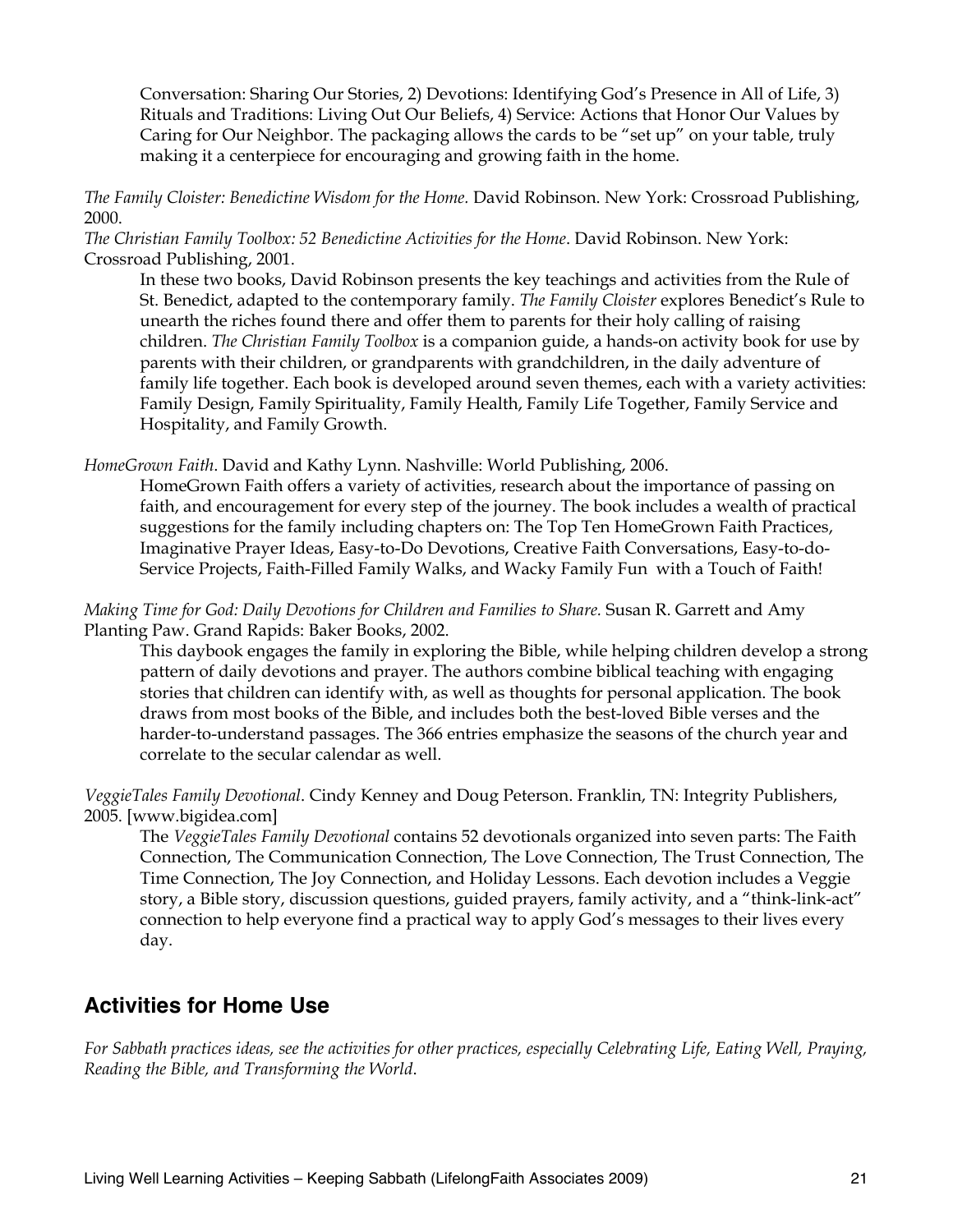Conversation: Sharing Our Stories, 2) Devotions: Identifying God's Presence in All of Life, 3) Rituals and Traditions: Living Out Our Beliefs, 4) Service: Actions that Honor Our Values by Caring for Our Neighbor. The packaging allows the cards to be "set up" on your table, truly making it a centerpiece for encouraging and growing faith in the home.

*The Family Cloister: Benedictine Wisdom for the Home.* David Robinson. New York: Crossroad Publishing, 2000.
*The Christian Family Toolbox: 52 Benedictine Activities for the Home*. David Robinson. New York: Crossroad Publishing, 2001.

In these two books, David Robinson presents the key teachings and activities from the Rule of St. Benedict, adapted to the contemporary family. *The Family Cloister* explores Benedict's Rule to unearth the riches found there and offer them to parents for their holy calling of raising children. *The Christian Family Toolbox* is a companion guide, a hands-on activity book for use by parents with their children, or grandparents with grandchildren, in the daily adventure of family life together. Each book is developed around seven themes, each with a variety activities: Family Design, Family Spirituality, Family Health, Family Life Together, Family Service and Hospitality, and Family Growth.

*HomeGrown Faith*. David and Kathy Lynn. Nashville: World Publishing, 2006.

HomeGrown Faith offers a variety of activities, research about the importance of passing on faith, and encouragement for every step of the journey. The book includes a wealth of practical suggestions for the family including chapters on: The Top Ten HomeGrown Faith Practices, Imaginative Prayer Ideas, Easy-to-Do Devotions, Creative Faith Conversations, Easy-to-do-Service Projects, Faith-Filled Family Walks, and Wacky Family Fun with a Touch of Faith!

*Making Time for God: Daily Devotions for Children and Families to Share*. Susan R. Garrett and Amy Planting Paw. Grand Rapids: Baker Books, 2002.

This daybook engages the family in exploring the Bible, while helping children develop a strong pattern of daily devotions and prayer. The authors combine biblical teaching with engaging stories that children can identify with, as well as thoughts for personal application. The book draws from most books of the Bible, and includes both the best-loved Bible verses and the harder-to-understand passages. The 366 entries emphasize the seasons of the church year and correlate to the secular calendar as well.

*VeggieTales Family Devotional*. Cindy Kenney and Doug Peterson. Franklin, TN: Integrity Publishers, 2005. [www.bigidea.com]

The *VeggieTales Family Devotional* contains 52 devotionals organized into seven parts: The Faith Connection, The Communication Connection, The Love Connection, The Trust Connection, The Time Connection, The Joy Connection, and Holiday Lessons. Each devotion includes a Veggie story, a Bible story, discussion questions, guided prayers, family activity, and a "think-link-act" connection to help everyone find a practical way to apply God's messages to their lives every day.

## Activities for Home Use

*For Sabbath practices ideas, see the activities for other practices, especially Celebrating Life, Eating Well, Praying, Reading the Bible, and Transforming the World.*